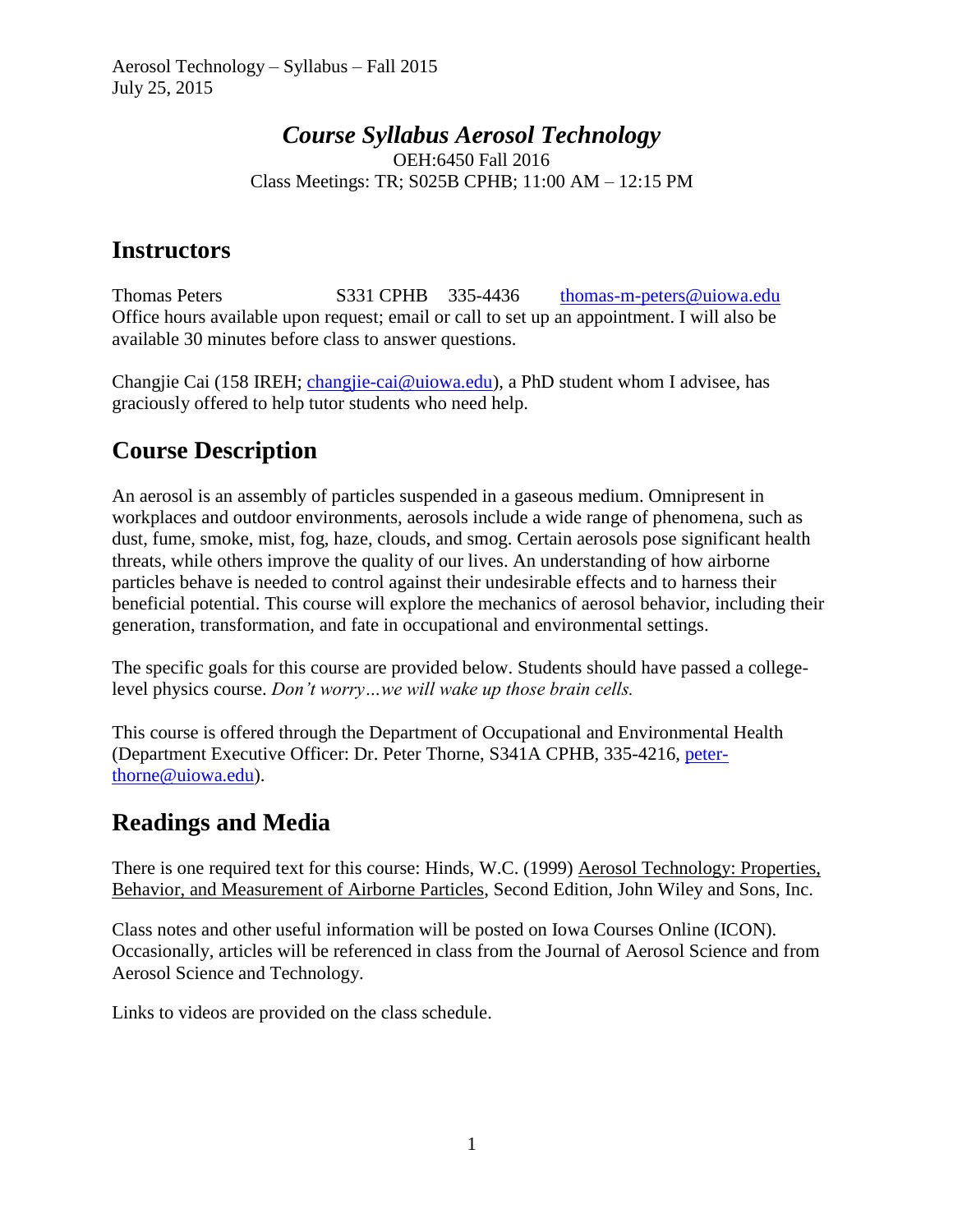# *Course Syllabus Aerosol Technology*

OEH:6450 Fall 2016

Class Meetings: TR; S025B CPHB; 11:00 AM – 12:15 PM

## Instructors

Thomas Peters S331 CPHB 335-4436 thomas-m-peters@uiowa.edu
Office hours available upon request; email or call to set up an appointment. I will also be available 30 minutes before class to answer questions.

Changjie Cai (158 IREH; changjie-cai@uiowa.edu), a PhD student whom I advisee, has graciously offered to help tutor students who need help.

## Course Description

An aerosol is an assembly of particles suspended in a gaseous medium. Omnipresent in workplaces and outdoor environments, aerosols include a wide range of phenomena, such as dust, fume, smoke, mist, fog, haze, clouds, and smog. Certain aerosols pose significant health threats, while others improve the quality of our lives. An understanding of how airborne particles behave is needed to control against their undesirable effects and to harness their beneficial potential. This course will explore the mechanics of aerosol behavior, including their generation, transformation, and fate in occupational and environmental settings.

The specific goals for this course are provided below. Students should have passed a college-level physics course. *Don't worry…we will wake up those brain cells.*

This course is offered through the Department of Occupational and Environmental Health (Department Executive Officer: Dr. Peter Thorne, S341A CPHB, 335-4216, peter-thorne@uiowa.edu).

## Readings and Media

There is one required text for this course: Hinds, W.C. (1999) Aerosol Technology: Properties, Behavior, and Measurement of Airborne Particles, Second Edition, John Wiley and Sons, Inc.

Class notes and other useful information will be posted on Iowa Courses Online (ICON). Occasionally, articles will be referenced in class from the Journal of Aerosol Science and from Aerosol Science and Technology.

Links to videos are provided on the class schedule.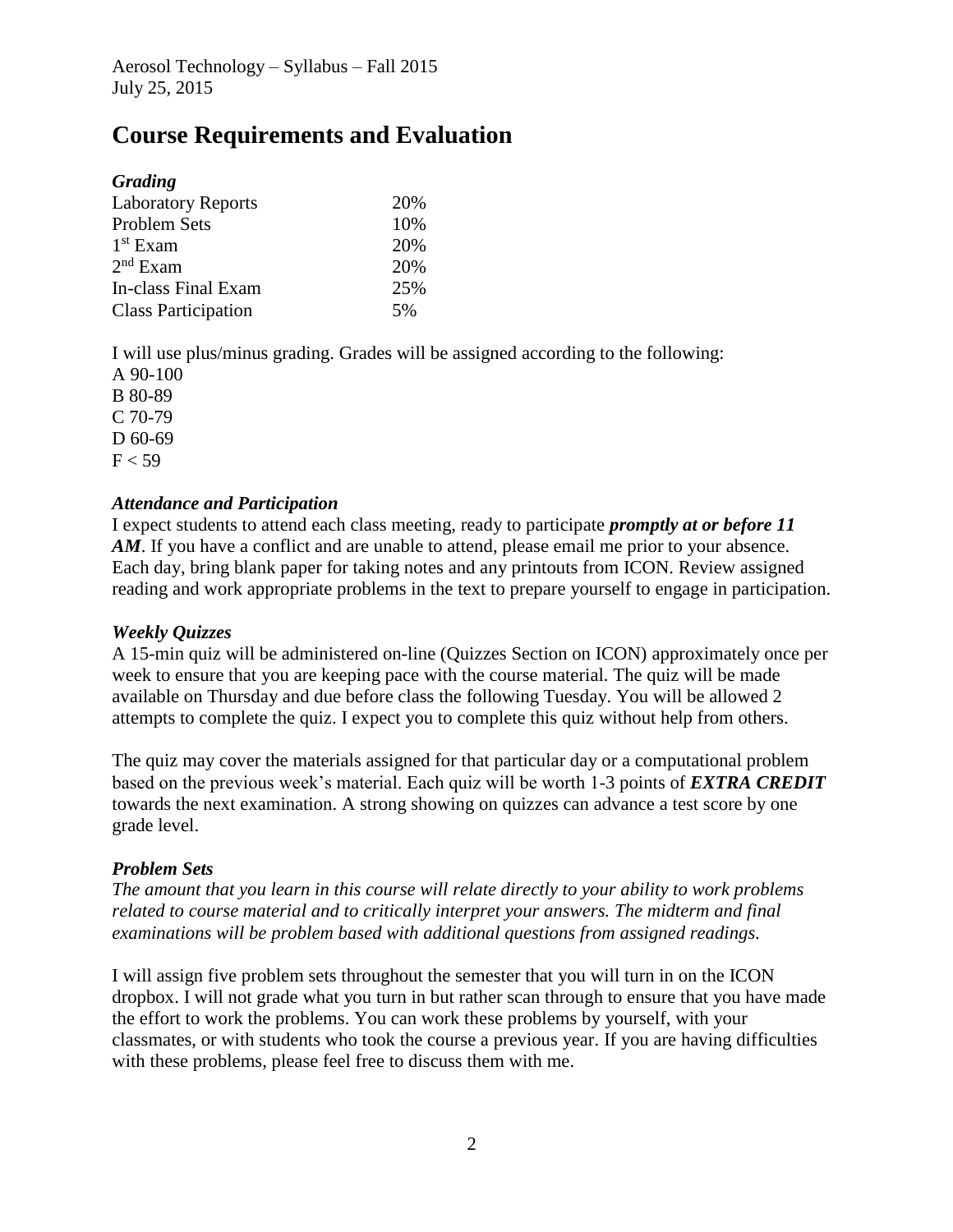# Course Requirements and Evaluation

***Grading***

| | |
|---|---|
| Laboratory Reports | 20% |
| Problem Sets | 10% |
| $1^{st}$ Exam | 20% |
| $2^{nd}$ Exam | 20% |
| In-class Final Exam | 25% |
| Class Participation | 5% |

I will use plus/minus grading. Grades will be assigned according to the following:

A 90-100
B 80-89
C 70-79
D 60-69
F < 59

***Attendance and Participation***

I expect students to attend each class meeting, ready to participate ***promptly at or before 11 AM***. If you have a conflict and are unable to attend, please email me prior to your absence. Each day, bring blank paper for taking notes and any printouts from ICON. Review assigned reading and work appropriate problems in the text to prepare yourself to engage in participation.

***Weekly Quizzes***

A 15-min quiz will be administered on-line (Quizzes Section on ICON) approximately once per week to ensure that you are keeping pace with the course material. The quiz will be made available on Thursday and due before class the following Tuesday. You will be allowed 2 attempts to complete the quiz. I expect you to complete this quiz without help from others.

The quiz may cover the materials assigned for that particular day or a computational problem based on the previous week's material. Each quiz will be worth 1-3 points of ***EXTRA CREDIT*** towards the next examination. A strong showing on quizzes can advance a test score by one grade level.

***Problem Sets***

*The amount that you learn in this course will relate directly to your ability to work problems related to course material and to critically interpret your answers. The midterm and final examinations will be problem based with additional questions from assigned readings.*

I will assign five problem sets throughout the semester that you will turn in on the ICON dropbox. I will not grade what you turn in but rather scan through to ensure that you have made the effort to work the problems. You can work these problems by yourself, with your classmates, or with students who took the course a previous year. If you are having difficulties with these problems, please feel free to discuss them with me.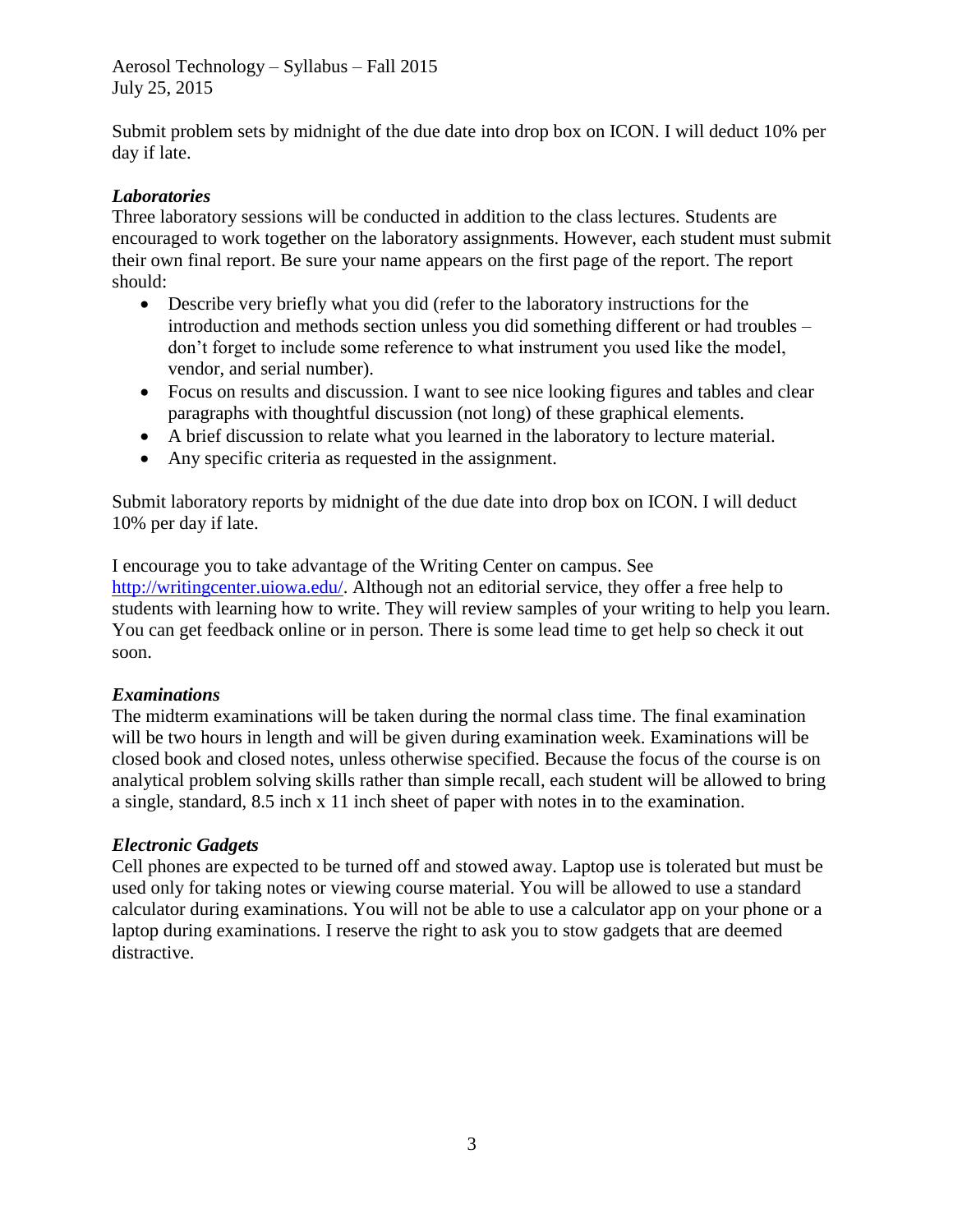Submit problem sets by midnight of the due date into drop box on ICON. I will deduct 10% per day if late.

### *Laboratories*

Three laboratory sessions will be conducted in addition to the class lectures. Students are encouraged to work together on the laboratory assignments. However, each student must submit their own final report. Be sure your name appears on the first page of the report. The report should:

- Describe very briefly what you did (refer to the laboratory instructions for the introduction and methods section unless you did something different or had troubles – don't forget to include some reference to what instrument you used like the model, vendor, and serial number).
- Focus on results and discussion. I want to see nice looking figures and tables and clear paragraphs with thoughtful discussion (not long) of these graphical elements.
- A brief discussion to relate what you learned in the laboratory to lecture material.
- Any specific criteria as requested in the assignment.

Submit laboratory reports by midnight of the due date into drop box on ICON. I will deduct 10% per day if late.

I encourage you to take advantage of the Writing Center on campus. See [http://writingcenter.uiowa.edu/](http://writingcenter.uiowa.edu/). Although not an editorial service, they offer a free help to students with learning how to write. They will review samples of your writing to help you learn. You can get feedback online or in person. There is some lead time to get help so check it out soon.

### *Examinations*

The midterm examinations will be taken during the normal class time. The final examination will be two hours in length and will be given during examination week. Examinations will be closed book and closed notes, unless otherwise specified. Because the focus of the course is on analytical problem solving skills rather than simple recall, each student will be allowed to bring a single, standard, 8.5 inch x 11 inch sheet of paper with notes in to the examination.

### *Electronic Gadgets*

Cell phones are expected to be turned off and stowed away. Laptop use is tolerated but must be used only for taking notes or viewing course material. You will be allowed to use a standard calculator during examinations. You will not be able to use a calculator app on your phone or a laptop during examinations. I reserve the right to ask you to stow gadgets that are deemed distractive.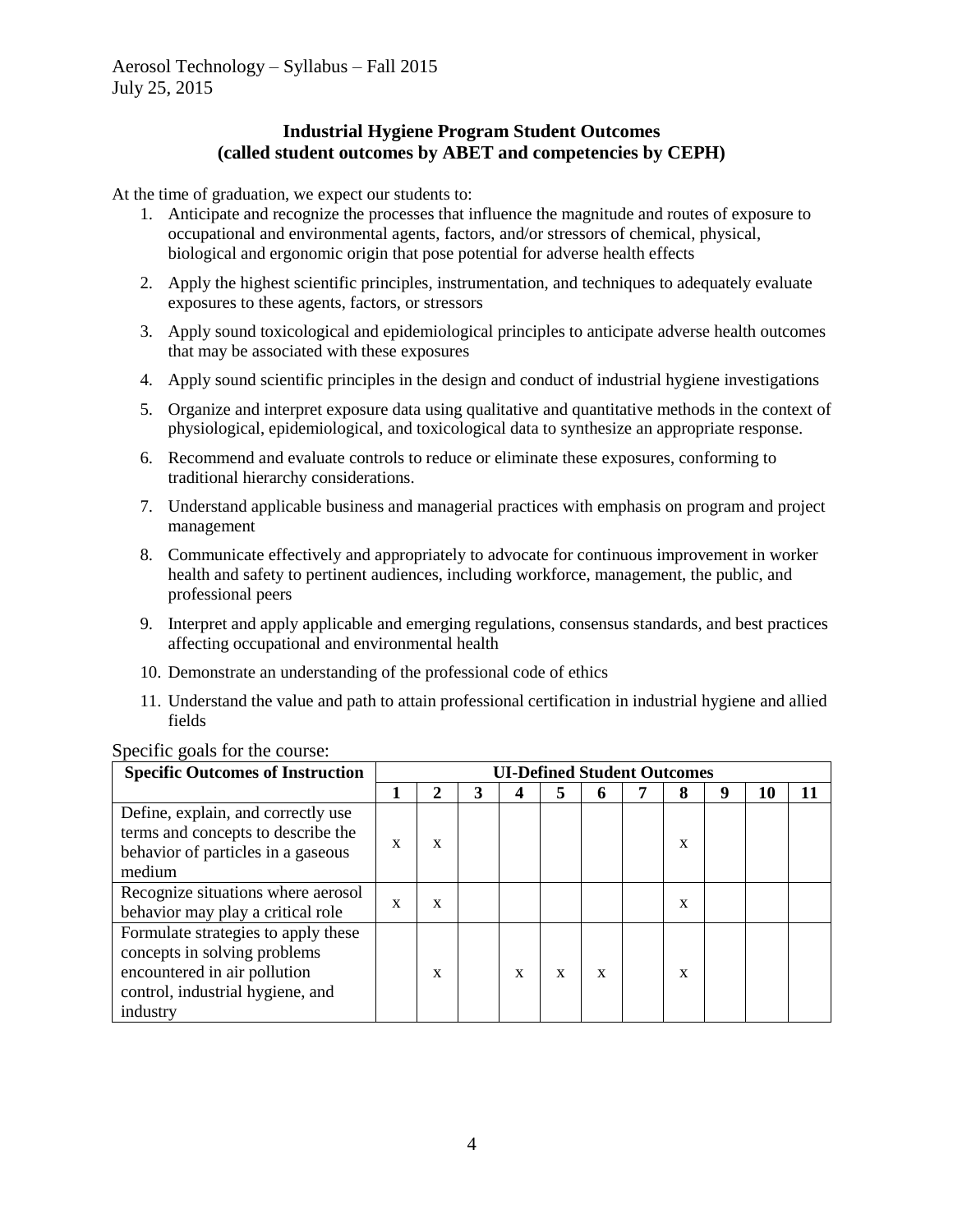## Industrial Hygiene Program Student Outcomes (called student outcomes by ABET and competencies by CEPH)

At the time of graduation, we expect our students to:

1. Anticipate and recognize the processes that influence the magnitude and routes of exposure to occupational and environmental agents, factors, and/or stressors of chemical, physical, biological and ergonomic origin that pose potential for adverse health effects
2. Apply the highest scientific principles, instrumentation, and techniques to adequately evaluate exposures to these agents, factors, or stressors
3. Apply sound toxicological and epidemiological principles to anticipate adverse health outcomes that may be associated with these exposures
4. Apply sound scientific principles in the design and conduct of industrial hygiene investigations
5. Organize and interpret exposure data using qualitative and quantitative methods in the context of physiological, epidemiological, and toxicological data to synthesize an appropriate response.
6. Recommend and evaluate controls to reduce or eliminate these exposures, conforming to traditional hierarchy considerations.
7. Understand applicable business and managerial practices with emphasis on program and project management
8. Communicate effectively and appropriately to advocate for continuous improvement in worker health and safety to pertinent audiences, including workforce, management, the public, and professional peers
9. Interpret and apply applicable and emerging regulations, consensus standards, and best practices affecting occupational and environmental health
10. Demonstrate an understanding of the professional code of ethics
11. Understand the value and path to attain professional certification in industrial hygiene and allied fields

Specific goals for the course:

| Specific Outcomes of Instruction | UI-Defined Student Outcomes | | | | | | | | | | |
|---|---|---|---|---|---|---|---|---|---|---|---|
| | 1 | 2 | 3 | 4 | 5 | 6 | 7 | 8 | 9 | 10 | 11 |
| Define, explain, and correctly use terms and concepts to describe the behavior of particles in a gaseous medium | x | x | | | | | | x | | | |
| Recognize situations where aerosol behavior may play a critical role | x | x | | | | | | x | | | |
| Formulate strategies to apply these concepts in solving problems encountered in air pollution control, industrial hygiene, and industry | | x | | x | x | x | | x | | | |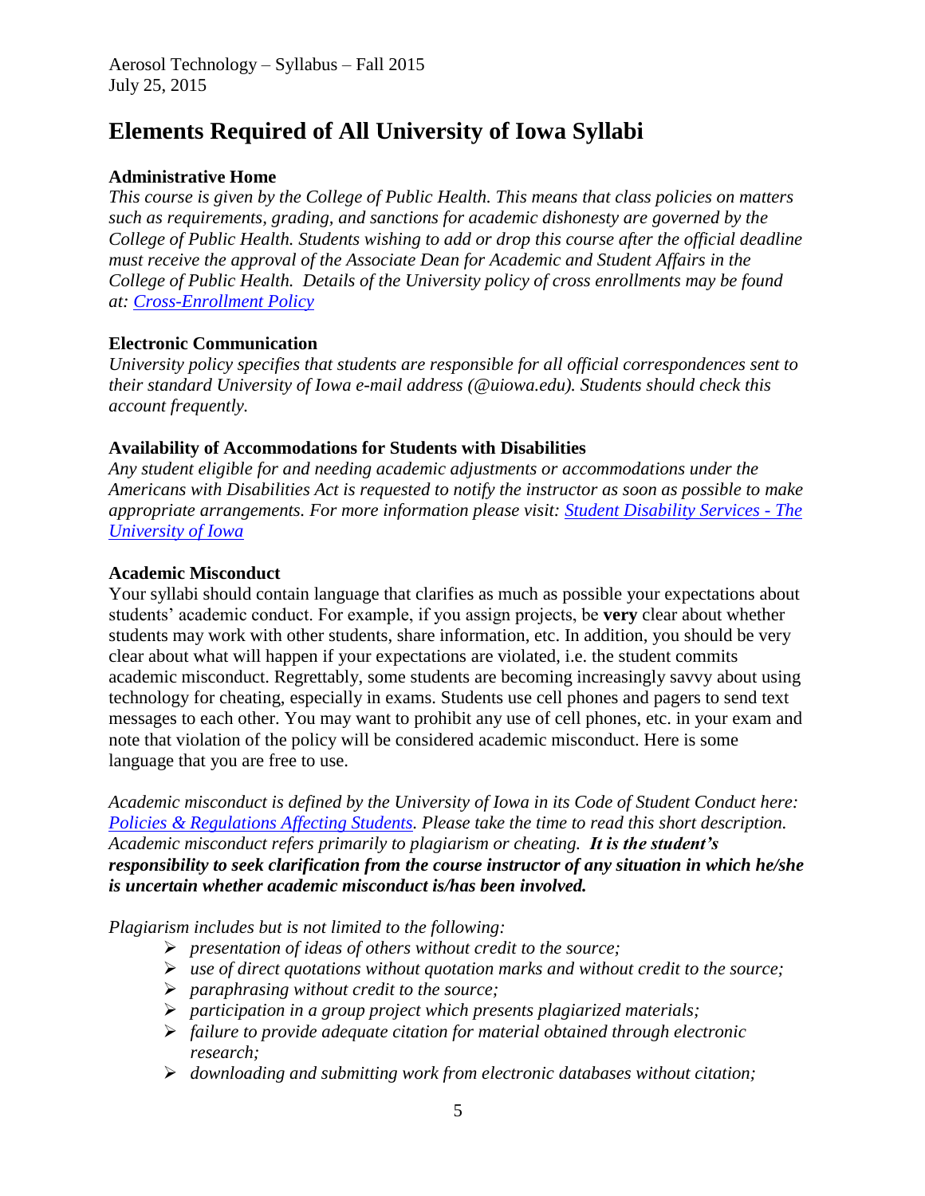# Elements Required of All University of Iowa Syllabi

**Administrative Home**

*This course is given by the College of Public Health. This means that class policies on matters such as requirements, grading, and sanctions for academic dishonesty are governed by the College of Public Health. Students wishing to add or drop this course after the official deadline must receive the approval of the Associate Dean for Academic and Student Affairs in the College of Public Health. Details of the University policy of cross enrollments may be found at: [Cross-Enrollment Policy]()*

**Electronic Communication**

*University policy specifies that students are responsible for all official correspondences sent to their standard University of Iowa e-mail address (@uiowa.edu). Students should check this account frequently.*

**Availability of Accommodations for Students with Disabilities**

*Any student eligible for and needing academic adjustments or accommodations under the Americans with Disabilities Act is requested to notify the instructor as soon as possible to make appropriate arrangements. For more information please visit: [Student Disability Services - The University of Iowa]()*

**Academic Misconduct**

Your syllabi should contain language that clarifies as much as possible your expectations about students' academic conduct. For example, if you assign projects, be **very** clear about whether students may work with other students, share information, etc. In addition, you should be very clear about what will happen if your expectations are violated, i.e. the student commits academic misconduct. Regrettably, some students are becoming increasingly savvy about using technology for cheating, especially in exams. Students use cell phones and pagers to send text messages to each other. You may want to prohibit any use of cell phones, etc. in your exam and note that violation of the policy will be considered academic misconduct. Here is some language that you are free to use.

*Academic misconduct is defined by the University of Iowa in its Code of Student Conduct here: [Policies & Regulations Affecting Students](). Please take the time to read this short description. Academic misconduct refers primarily to plagiarism or cheating.* ***It is the student's responsibility to seek clarification from the course instructor of any situation in which he/she is uncertain whether academic misconduct is/has been involved.***

*Plagiarism includes but is not limited to the following:*

- *presentation of ideas of others without credit to the source;*
- *use of direct quotations without quotation marks and without credit to the source;*
- *paraphrasing without credit to the source;*
- *participation in a group project which presents plagiarized materials;*
- *failure to provide adequate citation for material obtained through electronic research;*
- *downloading and submitting work from electronic databases without citation;*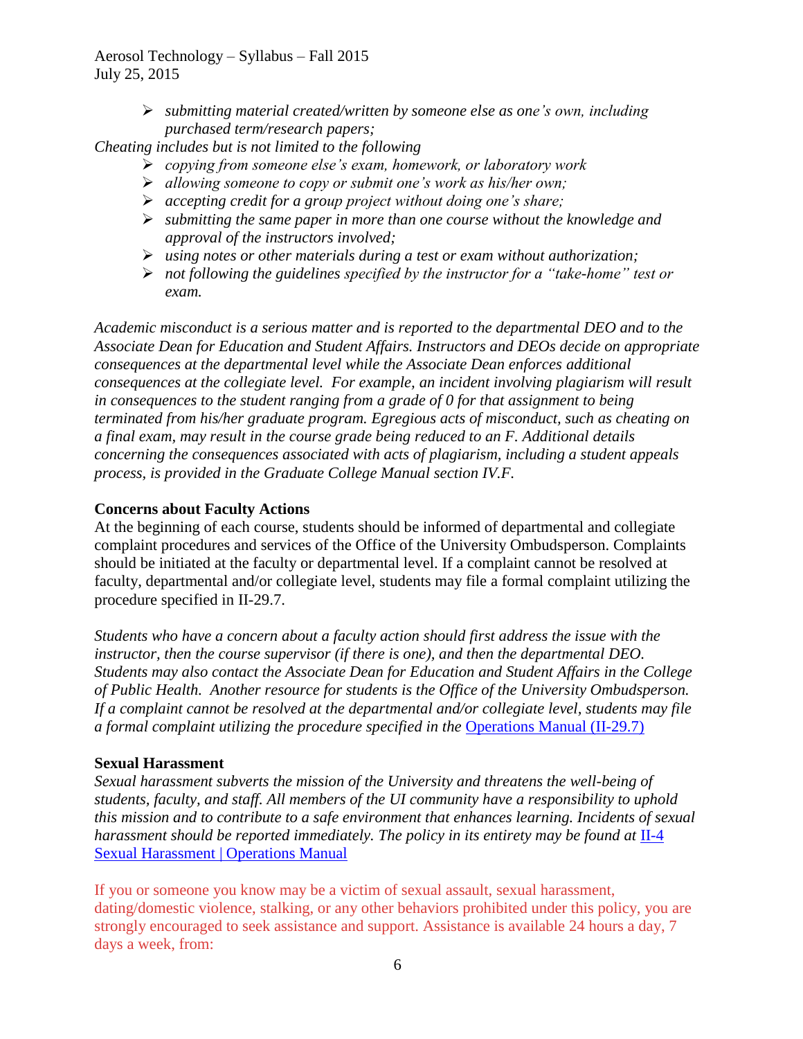- *submitting material created/written by someone else as one's own, including purchased term/research papers;*

*Cheating includes but is not limited to the following*

- *copying from someone else's exam, homework, or laboratory work*
- *allowing someone to copy or submit one's work as his/her own;*
- *accepting credit for a group project without doing one's share;*
- *submitting the same paper in more than one course without the knowledge and approval of the instructors involved;*
- *using notes or other materials during a test or exam without authorization;*
- *not following the guidelines specified by the instructor for a "take-home" test or exam.*

*Academic misconduct is a serious matter and is reported to the departmental DEO and to the Associate Dean for Education and Student Affairs. Instructors and DEOs decide on appropriate consequences at the departmental level while the Associate Dean enforces additional consequences at the collegiate level. For example, an incident involving plagiarism will result in consequences to the student ranging from a grade of 0 for that assignment to being terminated from his/her graduate program. Egregious acts of misconduct, such as cheating on a final exam, may result in the course grade being reduced to an F. Additional details concerning the consequences associated with acts of plagiarism, including a student appeals process, is provided in the Graduate College Manual section IV.F.*

**Concerns about Faculty Actions**

At the beginning of each course, students should be informed of departmental and collegiate complaint procedures and services of the Office of the University Ombudsperson. Complaints should be initiated at the faculty or departmental level. If a complaint cannot be resolved at faculty, departmental and/or collegiate level, students may file a formal complaint utilizing the procedure specified in II-29.7.

*Students who have a concern about a faculty action should first address the issue with the instructor, then the course supervisor (if there is one), and then the departmental DEO. Students may also contact the Associate Dean for Education and Student Affairs in the College of Public Health. Another resource for students is the Office of the University Ombudsperson. If a complaint cannot be resolved at the departmental and/or collegiate level, students may file a formal complaint utilizing the procedure specified in the* [Operations Manual (II-29.7)]

**Sexual Harassment**

*Sexual harassment subverts the mission of the University and threatens the well-being of students, faculty, and staff. All members of the UI community have a responsibility to uphold this mission and to contribute to a safe environment that enhances learning. Incidents of sexual harassment should be reported immediately. The policy in its entirety may be found at* [II-4 Sexual Harassment | Operations Manual]

If you or someone you know may be a victim of sexual assault, sexual harassment, dating/domestic violence, stalking, or any other behaviors prohibited under this policy, you are strongly encouraged to seek assistance and support. Assistance is available 24 hours a day, 7 days a week, from: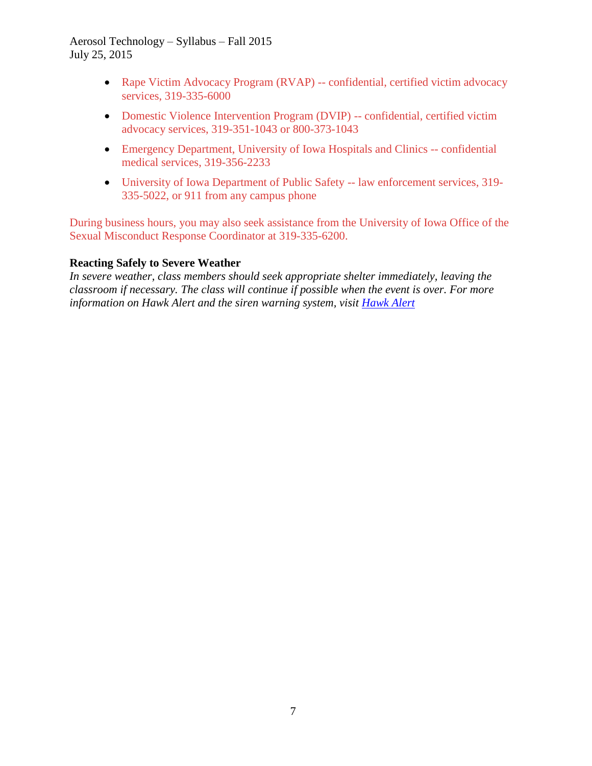- Rape Victim Advocacy Program (RVAP) -- confidential, certified victim advocacy services, 319-335-6000
- Domestic Violence Intervention Program (DVIP) -- confidential, certified victim advocacy services, 319-351-1043 or 800-373-1043
- Emergency Department, University of Iowa Hospitals and Clinics -- confidential medical services, 319-356-2233
- University of Iowa Department of Public Safety -- law enforcement services, 319-335-5022, or 911 from any campus phone

During business hours, you may also seek assistance from the University of Iowa Office of the Sexual Misconduct Response Coordinator at 319-335-6200.

**Reacting Safely to Severe Weather**

*In severe weather, class members should seek appropriate shelter immediately, leaving the classroom if necessary. The class will continue if possible when the event is over. For more information on Hawk Alert and the siren warning system, visit Hawk Alert*